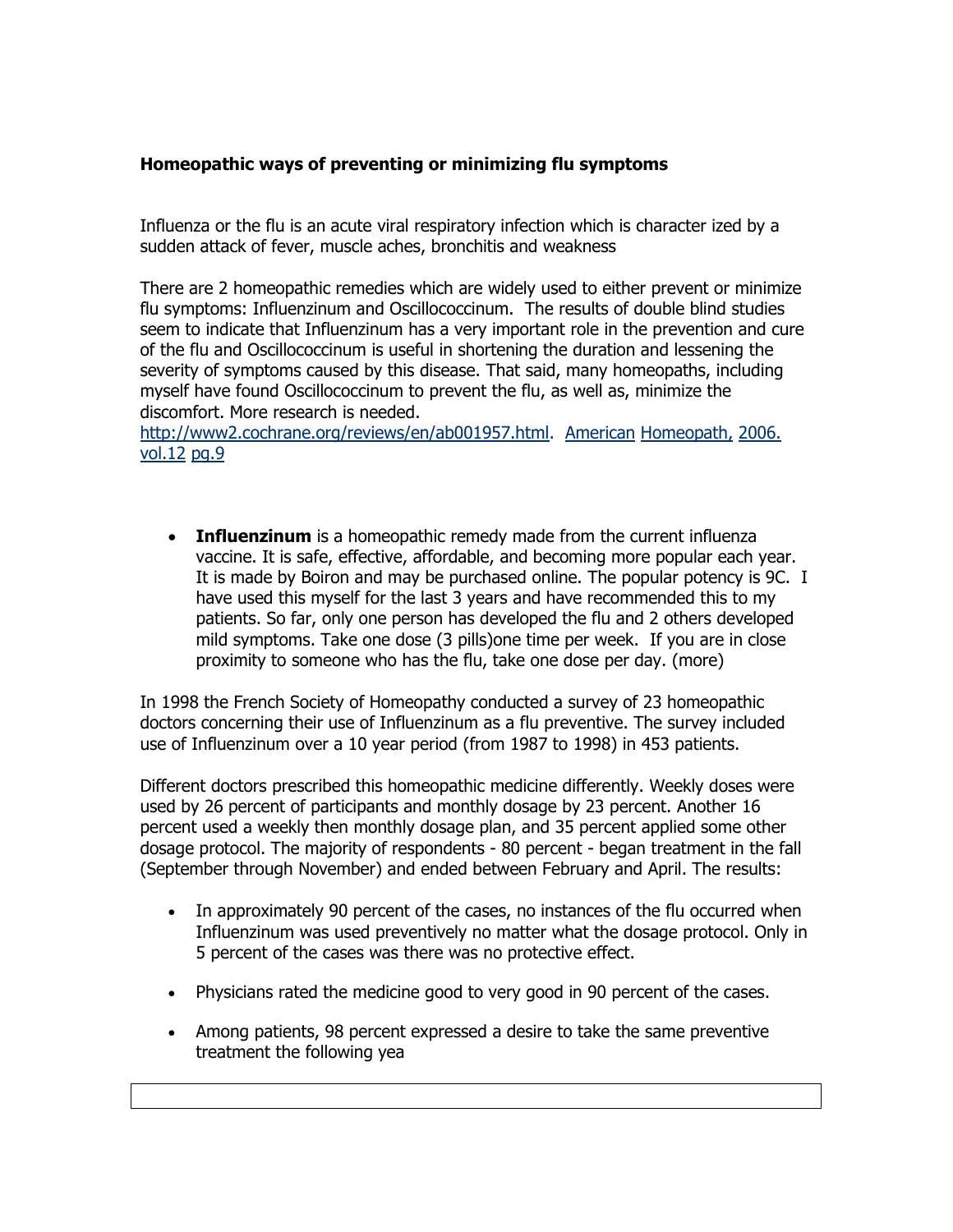**Homeopathic ways of preventing or minimizing flu symptoms**

Influenza or the flu is an acute viral respiratory infection which is character ized by a sudden attack of fever, muscle aches, bronchitis and weakness

There are 2 homeopathic remedies which are widely used to either prevent or minimize flu symptoms: Influenzinum and Oscillococcinum. The results of double blind studies seem to indicate that Influenzinum has a very important role in the prevention and cure of the flu and Oscillococcinum is useful in shortening the duration and lessening the severity of symptoms caused by this disease. That said, many homeopaths, including myself have found Oscillococcinum to prevent the flu, as well as, minimize the discomfort. More research is needed.
http://www2.cochrane.org/reviews/en/ab001957.html. American Homeopath, 2006. vol.12 pg.9

- **Influenzinum** is a homeopathic remedy made from the current influenza vaccine. It is safe, effective, affordable, and becoming more popular each year. It is made by Boiron and may be purchased online. The popular potency is 9C. I have used this myself for the last 3 years and have recommended this to my patients. So far, only one person has developed the flu and 2 others developed mild symptoms. Take one dose (3 pills)one time per week. If you are in close proximity to someone who has the flu, take one dose per day. (more)

In 1998 the French Society of Homeopathy conducted a survey of 23 homeopathic doctors concerning their use of Influenzinum as a flu preventive. The survey included use of Influenzinum over a 10 year period (from 1987 to 1998) in 453 patients.

Different doctors prescribed this homeopathic medicine differently. Weekly doses were used by 26 percent of participants and monthly dosage by 23 percent. Another 16 percent used a weekly then monthly dosage plan, and 35 percent applied some other dosage protocol. The majority of respondents - 80 percent - began treatment in the fall (September through November) and ended between February and April. The results:

- In approximately 90 percent of the cases, no instances of the flu occurred when Influenzinum was used preventively no matter what the dosage protocol. Only in 5 percent of the cases was there was no protective effect.
- Physicians rated the medicine good to very good in 90 percent of the cases.
- Among patients, 98 percent expressed a desire to take the same preventive treatment the following yea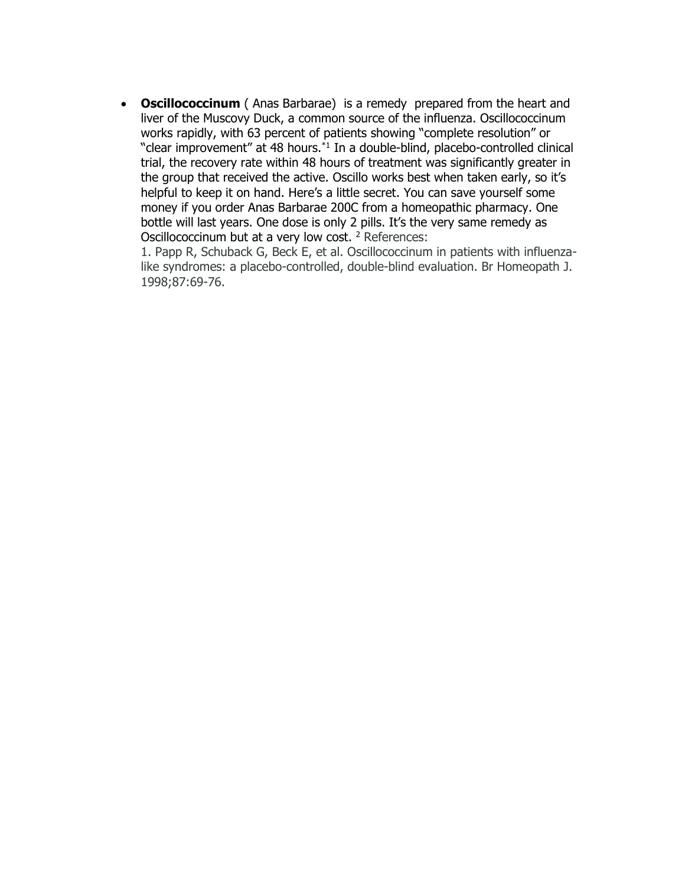- **Oscillococcinum** ( Anas Barbarae)  is a remedy  prepared from the heart and liver of the Muscovy Duck, a common source of the influenza. Oscillococcinum works rapidly, with 63 percent of patients showing "complete resolution" or "clear improvement" at 48 hours.*[1] In a double-blind, placebo-controlled clinical trial, the recovery rate within 48 hours of treatment was significantly greater in the group that received the active. Oscillo works best when taken early, so it's helpful to keep it on hand. Here's a little secret. You can save yourself some money if you order Anas Barbarae 200C from a homeopathic pharmacy. One bottle will last years. One dose is only 2 pills. It's the very same remedy as Oscillococcinum but at a very low cost. [2] References:

  1. Papp R, Schuback G, Beck E, et al. Oscillococcinum in patients with influenza-like syndromes: a placebo-controlled, double-blind evaluation. Br Homeopath J. 1998;87:69-76.